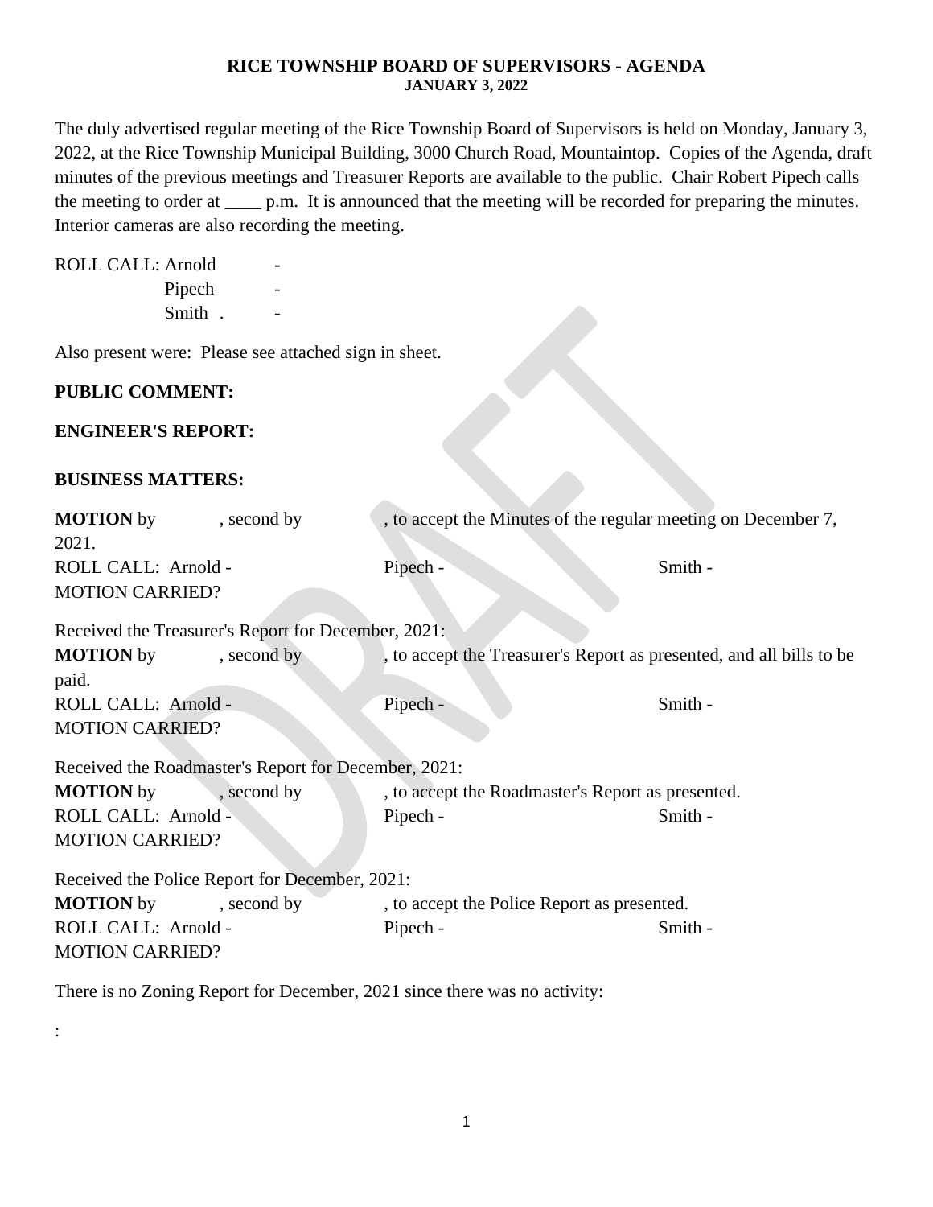**RICE TOWNSHIP BOARD OF SUPERVISORS - AGENDA**
**JANUARY 3, 2022**

The duly advertised regular meeting of the Rice Township Board of Supervisors is held on Monday, January 3, 2022, at the Rice Township Municipal Building, 3000 Church Road, Mountaintop. Copies of the Agenda, draft minutes of the previous meetings and Treasurer Reports are available to the public. Chair Robert Pipech calls the meeting to order at ____ p.m. It is announced that the meeting will be recorded for preparing the minutes. Interior cameras are also recording the meeting.

ROLL CALL: Arnold -
Pipech -
Smith . -

Also present were: Please see attached sign in sheet.

**PUBLIC COMMENT:**

**ENGINEER'S REPORT:**

**BUSINESS MATTERS:**

**MOTION** by , second by , to accept the Minutes of the regular meeting on December 7, 2021.
ROLL CALL: Arnold - Pipech - Smith -
MOTION CARRIED?

Received the Treasurer's Report for December, 2021:
**MOTION** by , second by , to accept the Treasurer's Report as presented, and all bills to be paid.
ROLL CALL: Arnold - Pipech - Smith -
MOTION CARRIED?

Received the Roadmaster's Report for December, 2021:
**MOTION** by , second by , to accept the Roadmaster's Report as presented.
ROLL CALL: Arnold - Pipech - Smith -
MOTION CARRIED?

Received the Police Report for December, 2021:
**MOTION** by , second by , to accept the Police Report as presented.
ROLL CALL: Arnold - Pipech - Smith -
MOTION CARRIED?

There is no Zoning Report for December, 2021 since there was no activity:

: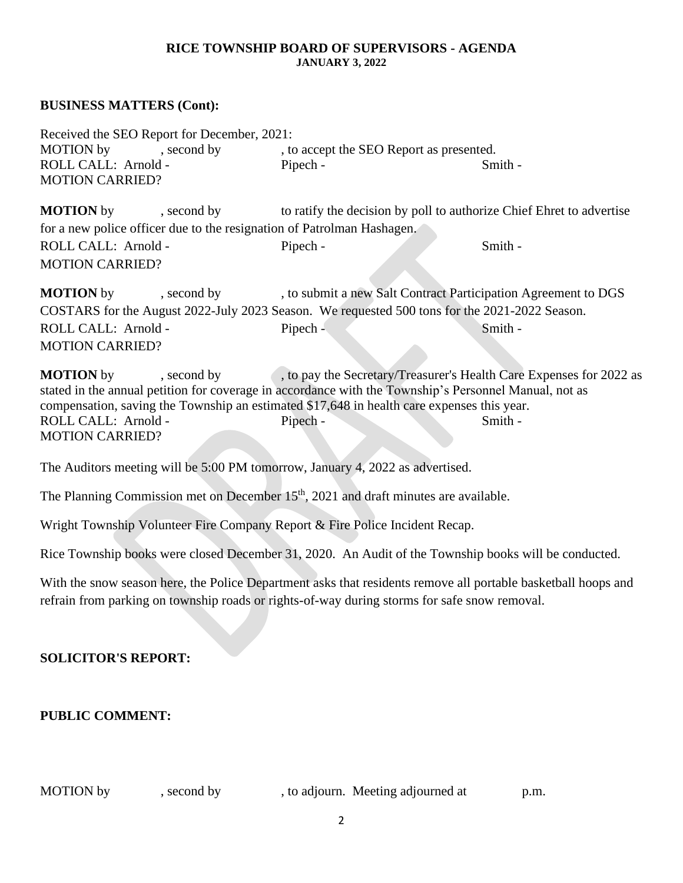**RICE TOWNSHIP BOARD OF SUPERVISORS - AGENDA**
**JANUARY 3, 2022**

**BUSINESS MATTERS (Cont):**

Received the SEO Report for December, 2021:
MOTION by , second by , to accept the SEO Report as presented.
ROLL CALL: Arnold - Pipech - Smith -
MOTION CARRIED?

**MOTION** by , second by to ratify the decision by poll to authorize Chief Ehret to advertise for a new police officer due to the resignation of Patrolman Hashagen.
ROLL CALL: Arnold - Pipech - Smith -
MOTION CARRIED?

**MOTION** by , second by , to submit a new Salt Contract Participation Agreement to DGS COSTARS for the August 2022-July 2023 Season. We requested 500 tons for the 2021-2022 Season.
ROLL CALL: Arnold - Pipech - Smith -
MOTION CARRIED?

**MOTION** by , second by , to pay the Secretary/Treasurer's Health Care Expenses for 2022 as stated in the annual petition for coverage in accordance with the Township's Personnel Manual, not as compensation, saving the Township an estimated $17,648 in health care expenses this year.
ROLL CALL: Arnold - Pipech - Smith -
MOTION CARRIED?

The Auditors meeting will be 5:00 PM tomorrow, January 4, 2022 as advertised.

The Planning Commission met on December 15th, 2021 and draft minutes are available.

Wright Township Volunteer Fire Company Report & Fire Police Incident Recap.

Rice Township books were closed December 31, 2020. An Audit of the Township books will be conducted.

With the snow season here, the Police Department asks that residents remove all portable basketball hoops and refrain from parking on township roads or rights-of-way during storms for safe snow removal.

**SOLICITOR'S REPORT:**

**PUBLIC COMMENT:**

MOTION by , second by , to adjourn. Meeting adjourned at p.m.